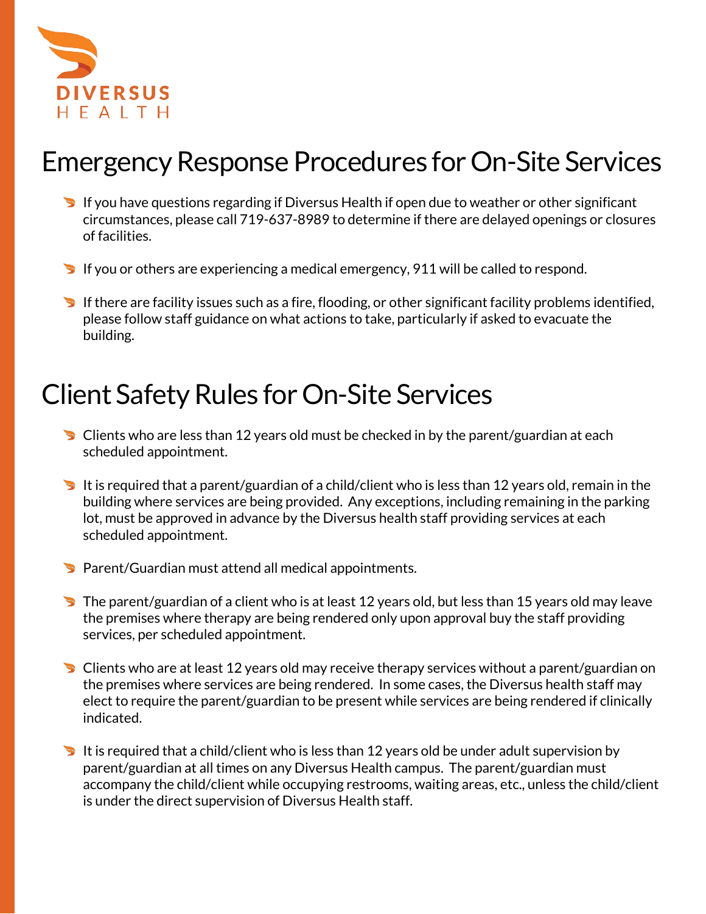DIVERSUS
HEALTH

# Emergency Response Procedures for On-Site Services

- If you have questions regarding if Diversus Health if open due to weather or other significant circumstances, please call 719-637-8989 to determine if there are delayed openings or closures of facilities.
- If you or others are experiencing a medical emergency, 911 will be called to respond.
- If there are facility issues such as a fire, flooding, or other significant facility problems identified, please follow staff guidance on what actions to take, particularly if asked to evacuate the building.

# Client Safety Rules for On-Site Services

- Clients who are less than 12 years old must be checked in by the parent/guardian at each scheduled appointment.
- It is required that a parent/guardian of a child/client who is less than 12 years old, remain in the building where services are being provided. Any exceptions, including remaining in the parking lot, must be approved in advance by the Diversus health staff providing services at each scheduled appointment.
- Parent/Guardian must attend all medical appointments.
- The parent/guardian of a client who is at least 12 years old, but less than 15 years old may leave the premises where therapy are being rendered only upon approval buy the staff providing services, per scheduled appointment.
- Clients who are at least 12 years old may receive therapy services without a parent/guardian on the premises where services are being rendered. In some cases, the Diversus health staff may elect to require the parent/guardian to be present while services are being rendered if clinically indicated.
- It is required that a child/client who is less than 12 years old be under adult supervision by parent/guardian at all times on any Diversus Health campus. The parent/guardian must accompany the child/client while occupying restrooms, waiting areas, etc., unless the child/client is under the direct supervision of Diversus Health staff.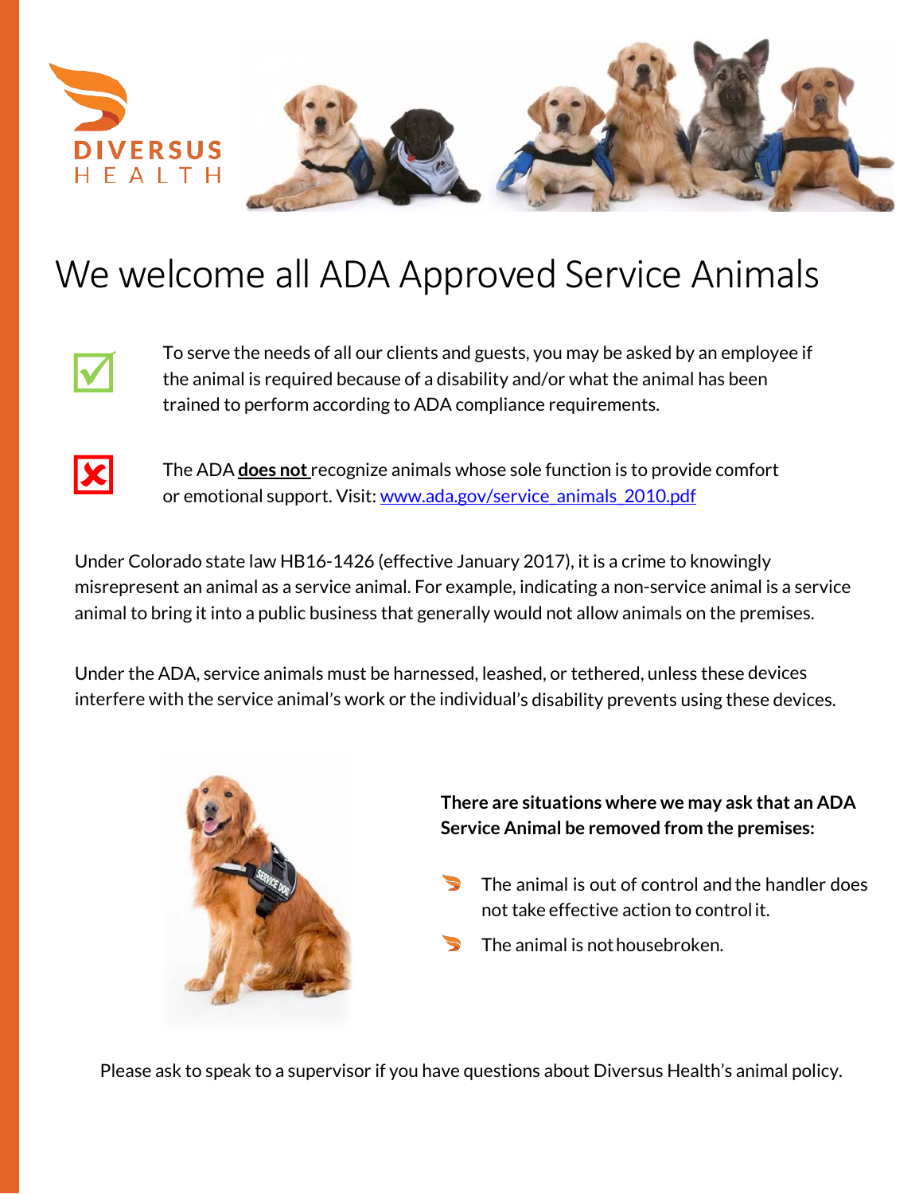DIVERSUS HEALTH

# We welcome all ADA Approved Service Animals

☑ To serve the needs of all our clients and guests, you may be asked by an employee if the animal is required because of a disability and/or what the animal has been trained to perform according to ADA compliance requirements.

☒ The ADA **does not** recognize animals whose sole function is to provide comfort or emotional support. Visit: [www.ada.gov/service_animals_2010.pdf](www.ada.gov/service_animals_2010.pdf)

Under Colorado state law HB16-1426 (effective January 2017), it is a crime to knowingly misrepresent an animal as a service animal. For example, indicating a non-service animal is a service animal to bring it into a public business that generally would not allow animals on the premises.

Under the ADA, service animals must be harnessed, leashed, or tethered, unless these devices interfere with the service animal's work or the individual's disability prevents using these devices.

**There are situations where we may ask that an ADA Service Animal be removed from the premises:**

- The animal is out of control and the handler does not take effective action to control it.
- The animal is not housebroken.

Please ask to speak to a supervisor if you have questions about Diversus Health's animal policy.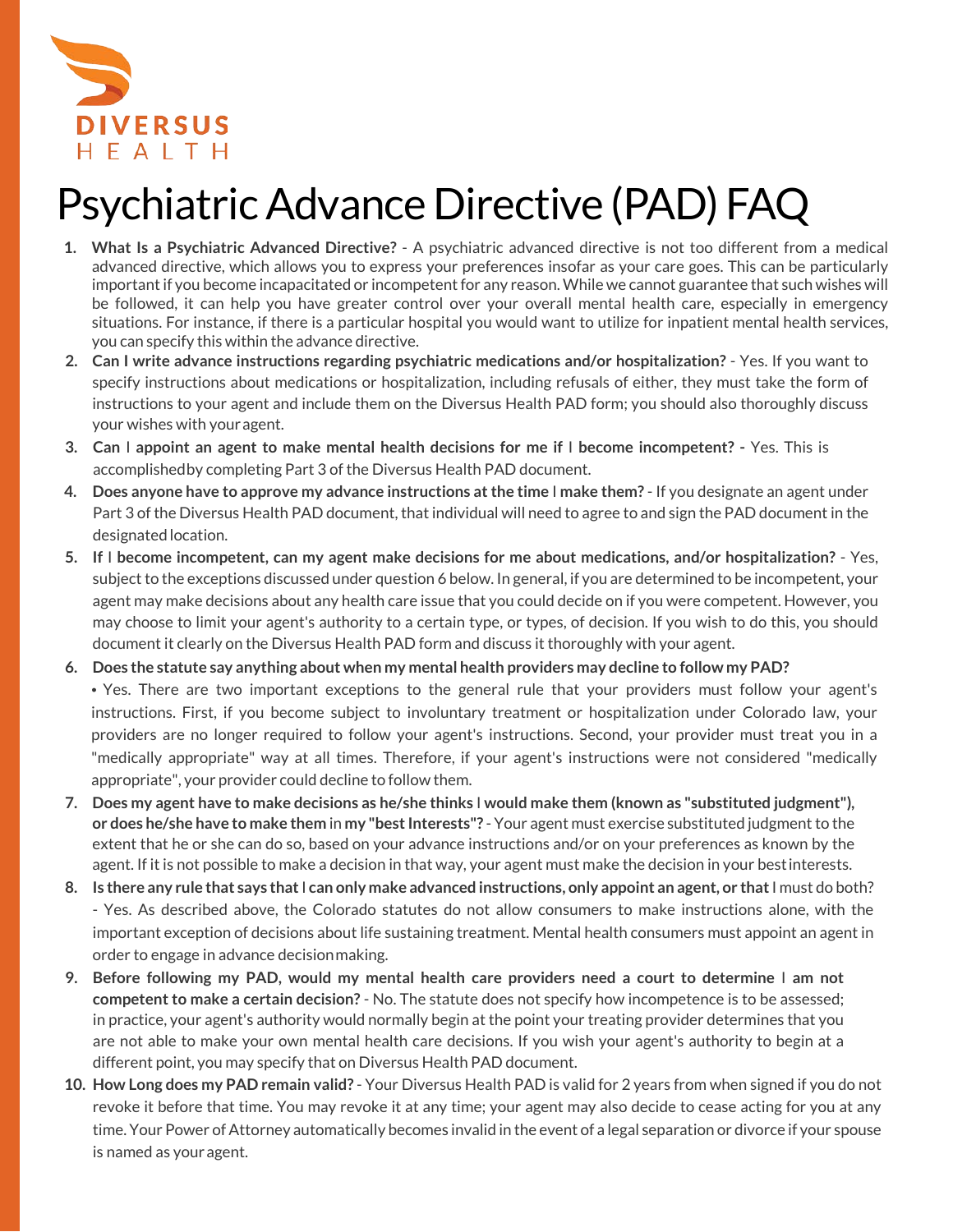DIVERSUS
HEALTH

# Psychiatric Advance Directive (PAD) FAQ

1. **What Is a Psychiatric Advanced Directive?** - A psychiatric advanced directive is not too different from a medical advanced directive, which allows you to express your preferences insofar as your care goes. This can be particularly important if you become incapacitated or incompetent for any reason. While we cannot guarantee that such wishes will be followed, it can help you have greater control over your overall mental health care, especially in emergency situations. For instance, if there is a particular hospital you would want to utilize for inpatient mental health services, you can specify this within the advance directive.
2. **Can I write advance instructions regarding psychiatric medications and/or hospitalization?** - Yes. If you want to specify instructions about medications or hospitalization, including refusals of either, they must take the form of instructions to your agent and include them on the Diversus Health PAD form; you should also thoroughly discuss your wishes with your agent.
3. **Can I appoint an agent to make mental health decisions for me if I become incompetent? -** Yes. This is accomplished by completing Part 3 of the Diversus Health PAD document.
4. **Does anyone have to approve my advance instructions at the time I make them?** - If you designate an agent under Part 3 of the Diversus Health PAD document, that individual will need to agree to and sign the PAD document in the designated location.
5. **If I become incompetent, can my agent make decisions for me about medications, and/or hospitalization?** - Yes, subject to the exceptions discussed under question 6 below. In general, if you are determined to be incompetent, your agent may make decisions about any health care issue that you could decide on if you were competent. However, you may choose to limit your agent's authority to a certain type, or types, of decision. If you wish to do this, you should document it clearly on the Diversus Health PAD form and discuss it thoroughly with your agent.
6. **Does the statute say anything about when my mental health providers may decline to follow my PAD?**
   • Yes. There are two important exceptions to the general rule that your providers must follow your agent's instructions. First, if you become subject to involuntary treatment or hospitalization under Colorado law, your providers are no longer required to follow your agent's instructions. Second, your provider must treat you in a "medically appropriate" way at all times. Therefore, if your agent's instructions were not considered "medically appropriate", your provider could decline to follow them.
7. **Does my agent have to make decisions as he/she thinks I would make them (known as "substituted judgment"), or does he/she have to make them in my "best Interests"?** - Your agent must exercise substituted judgment to the extent that he or she can do so, based on your advance instructions and/or on your preferences as known by the agent. If it is not possible to make a decision in that way, your agent must make the decision in your best interests.
8. **Is there any rule that says that I can only make advanced instructions, only appoint an agent, or that** I must do both? - Yes. As described above, the Colorado statutes do not allow consumers to make instructions alone, with the important exception of decisions about life sustaining treatment. Mental health consumers must appoint an agent in order to engage in advance decision making.
9. **Before following my PAD, would my mental health care providers need a court to determine I am not competent to make a certain decision?** - No. The statute does not specify how incompetence is to be assessed; in practice, your agent's authority would normally begin at the point your treating provider determines that you are not able to make your own mental health care decisions. If you wish your agent's authority to begin at a different point, you may specify that on Diversus Health PAD document.
10. **How Long does my PAD remain valid?** - Your Diversus Health PAD is valid for 2 years from when signed if you do not revoke it before that time. You may revoke it at any time; your agent may also decide to cease acting for you at any time. Your Power of Attorney automatically becomes invalid in the event of a legal separation or divorce if your spouse is named as your agent.